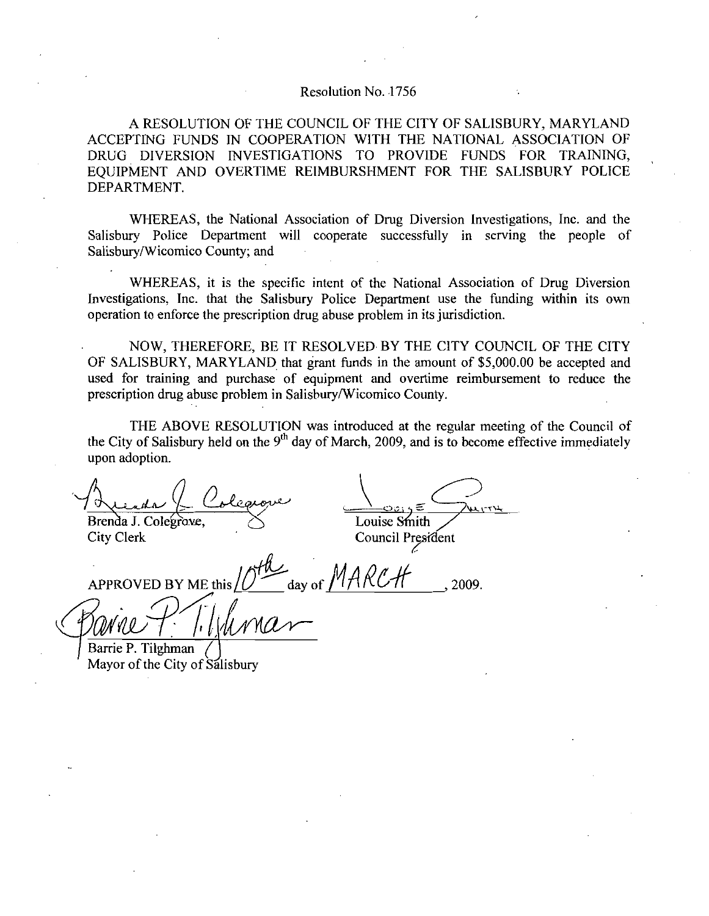Resolution No. 1756

A RESOLUTION OF THE COUNCIL OF THE CITY OF SALISBURY, MARYLAND ACCEPTING FUNDS IN COOPERATION WITH THE NATIONAL ASSOCIATION OF DRUG DIVERSION INVESTIGATIONS TO PROVIDE FUNDS FOR TRAINING, EQUIPMENT AND OVERTIME REIMBURSHMENT FOR THE SALISBURY POLICE DEPARTMENT.

WHEREAS, the National Association of Drug Diversion Investigations, Inc. and the Salisbury Police Department will cooperate successfully in serving the people of Salisbury/Wicomico County; and

WHEREAS, it is the specific intent of the National Association of Drug Diversion Investigations, Inc. that the Salisbury Police Department use the funding within its own operation to enforce the prescription drug abuse problem in its jurisdiction.

NOW, THEREFORE, BE IT RESOLVED BY THE CITY COUNCIL OF THE CITY OF SALISBURY, MARYLAND that grant funds in the amount of $5,000.00 be accepted and used for training and purchase of equipment and overtime reimbursement to reduce the prescription drug abuse problem in Salisbury/Wicomico County.

THE ABOVE RESOLUTION was introduced at the regular meeting of the Council of the City of Salisbury held on the 9th day of March, 2009, and is to become effective immediately upon adoption.

Brenda J. Colegrove,
City Clerk

Louise Smith
Council President

APPROVED BY ME this 10th day of MARCH, 2009.

Barrie P. Tilghman
Mayor of the City of Salisbury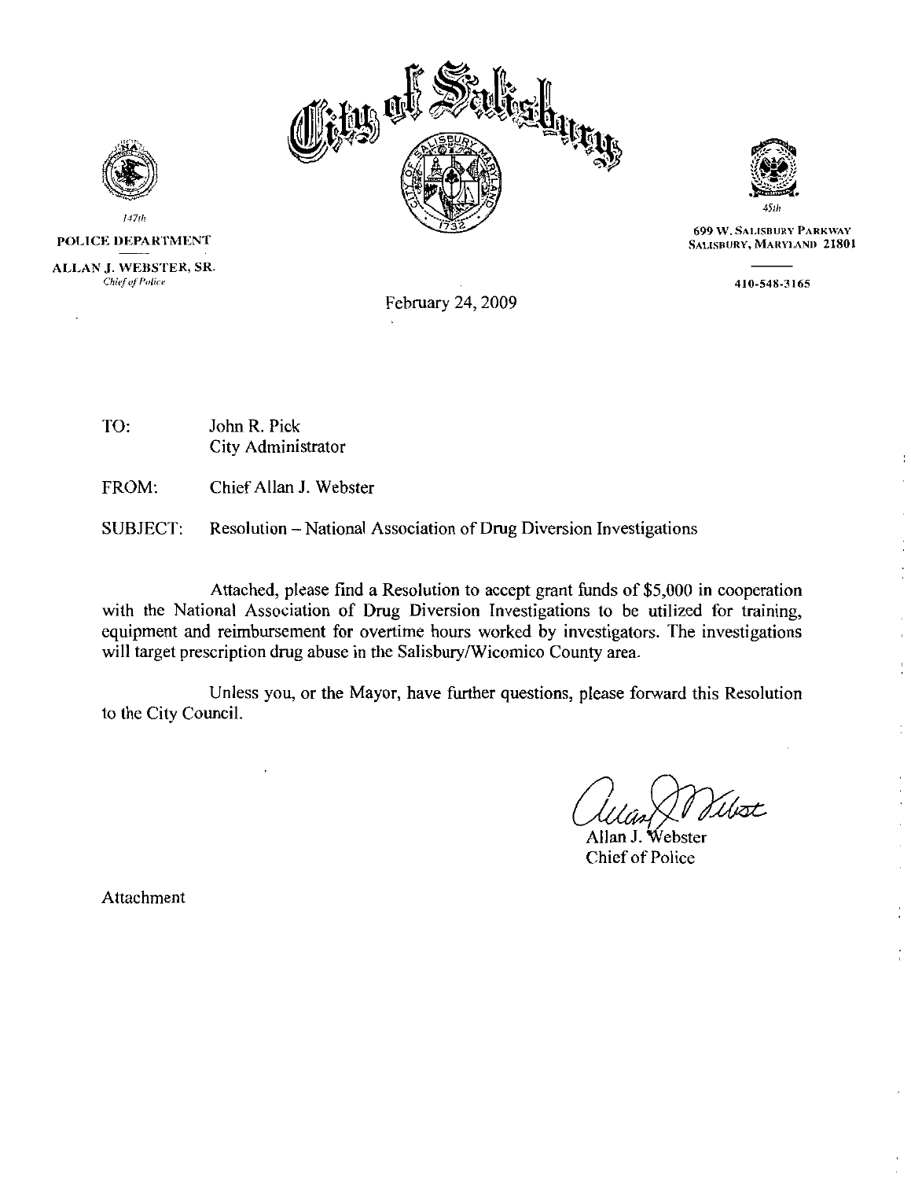# City of Salisbury

147th

POLICE DEPARTMENT

ALLAN J. WEBSTER, SR.
*Chief of Police*

45th

699 W. SALISBURY PARKWAY
SALISBURY, MARYLAND 21801

410-548-3165

February 24, 2009

TO: John R. Pick
City Administrator

FROM: Chief Allan J. Webster

SUBJECT: Resolution – National Association of Drug Diversion Investigations

Attached, please find a Resolution to accept grant funds of $5,000 in cooperation with the National Association of Drug Diversion Investigations to be utilized for training, equipment and reimbursement for overtime hours worked by investigators. The investigations will target prescription drug abuse in the Salisbury/Wicomico County area.

Unless you, or the Mayor, have further questions, please forward this Resolution to the City Council.

Allan J. Webster
Chief of Police

Attachment